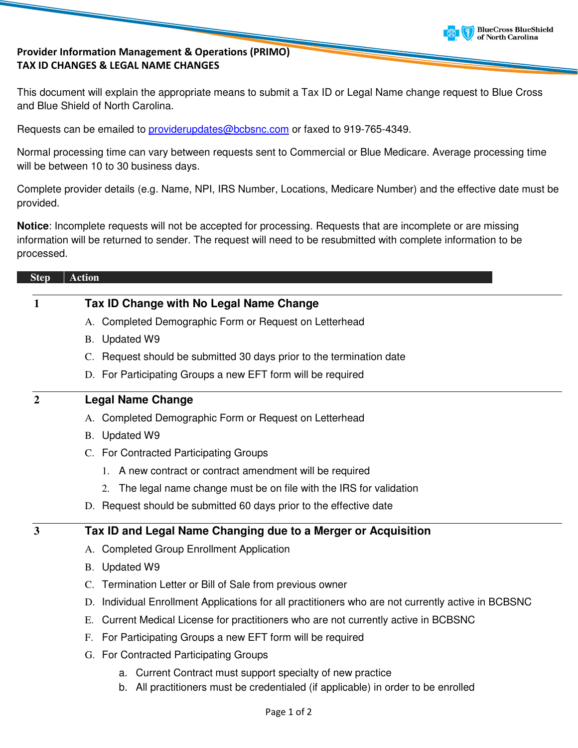# Provider Information Management & Operations (PRIMO)
## TAX ID CHANGES & LEGAL NAME CHANGES

This document will explain the appropriate means to submit a Tax ID or Legal Name change request to Blue Cross and Blue Shield of North Carolina.

Requests can be emailed to providerupdates@bcbsnc.com or faxed to 919-765-4349.

Normal processing time can vary between requests sent to Commercial or Blue Medicare. Average processing time will be between 10 to 30 business days.

Complete provider details (e.g. Name, NPI, IRS Number, Locations, Medicare Number) and the effective date must be provided.

**Notice**: Incomplete requests will not be accepted for processing. Requests that are incomplete or are missing information will be returned to sender. The request will need to be resubmitted with complete information to be processed.

| Step | Action |
|---|---|
| 1 | **Tax ID Change with No Legal Name Change**<br>A. Completed Demographic Form or Request on Letterhead<br>B. Updated W9<br>C. Request should be submitted 30 days prior to the termination date<br>D. For Participating Groups a new EFT form will be required |
| 2 | **Legal Name Change**<br>A. Completed Demographic Form or Request on Letterhead<br>B. Updated W9<br>C. For Contracted Participating Groups<br>&nbsp;&nbsp;1. A new contract or contract amendment will be required<br>&nbsp;&nbsp;2. The legal name change must be on file with the IRS for validation<br>D. Request should be submitted 60 days prior to the effective date |
| 3 | **Tax ID and Legal Name Changing due to a Merger or Acquisition**<br>A. Completed Group Enrollment Application<br>B. Updated W9<br>C. Termination Letter or Bill of Sale from previous owner<br>D. Individual Enrollment Applications for all practitioners who are not currently active in BCBSNC<br>E. Current Medical License for practitioners who are not currently active in BCBSNC<br>F. For Participating Groups a new EFT form will be required<br>G. For Contracted Participating Groups<br>&nbsp;&nbsp;a. Current Contract must support specialty of new practice<br>&nbsp;&nbsp;b. All practitioners must be credentialed (if applicable) in order to be enrolled |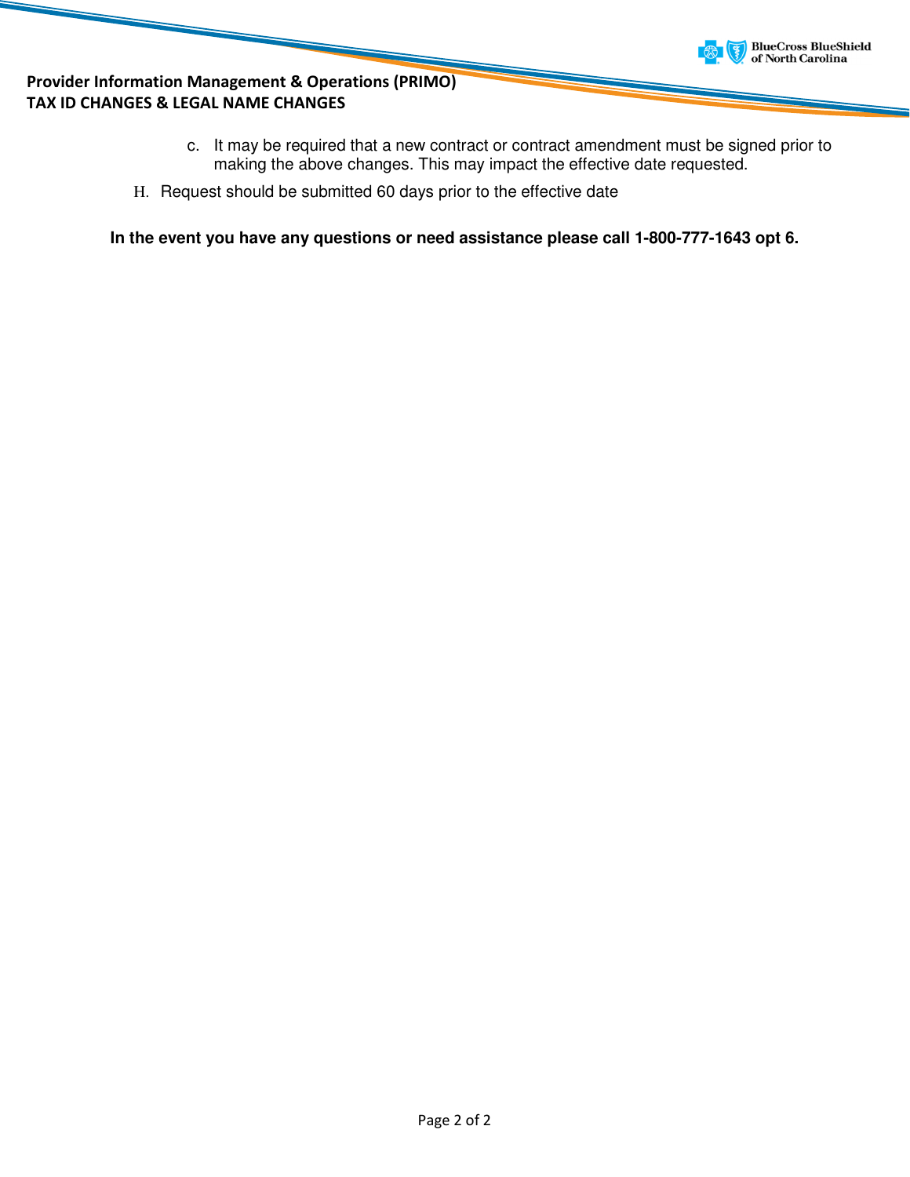c. It may be required that a new contract or contract amendment must be signed prior to making the above changes. This may impact the effective date requested.

H. Request should be submitted 60 days prior to the effective date

**In the event you have any questions or need assistance please call 1-800-777-1643 opt 6.**